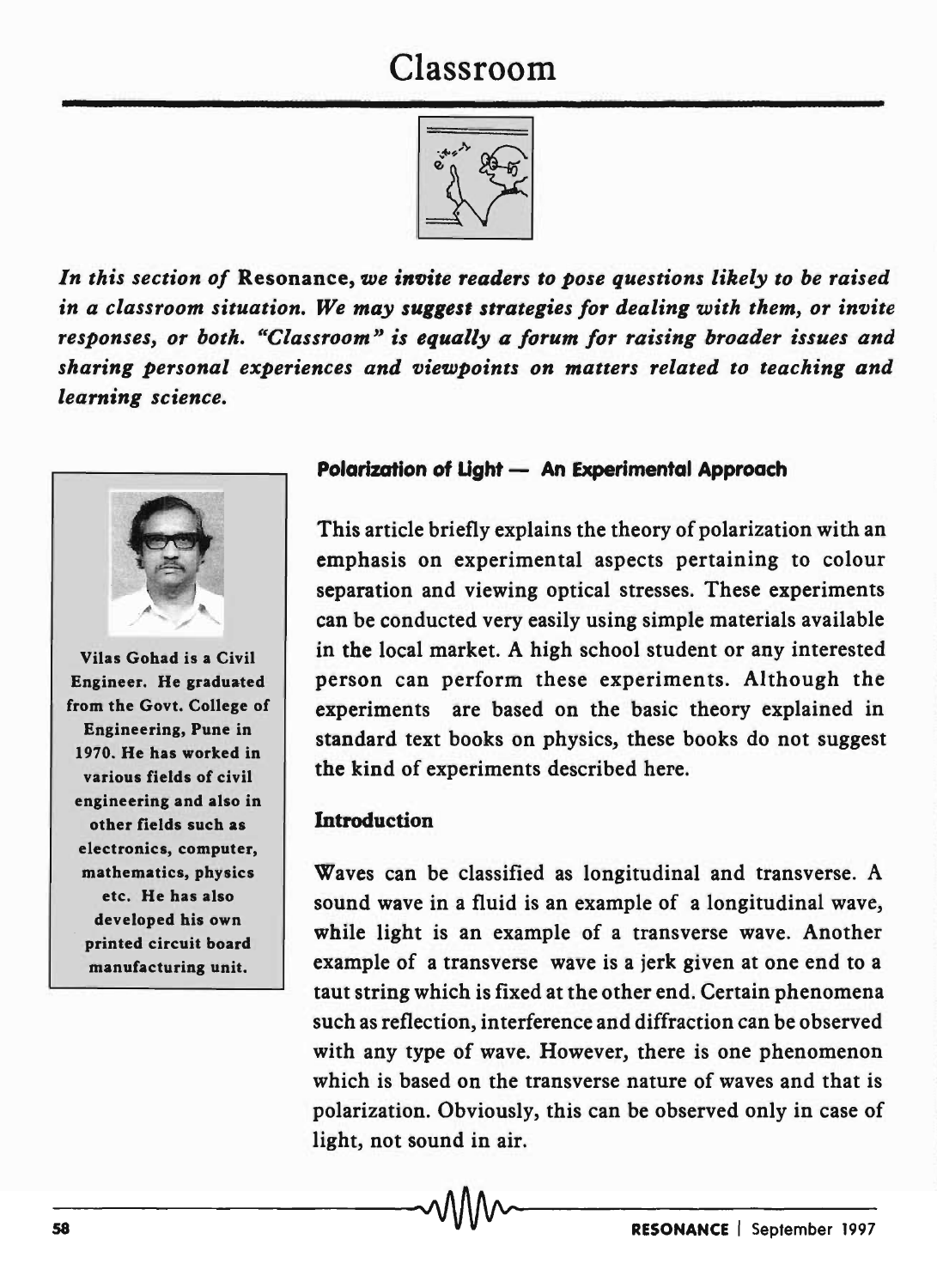# Classroom

*In this section of* Resonance, *we invite readers to pose questions likely to be raised in a classroom situation. We may suggest strategies for dealing with them, or invite responses, or both. "Classroom" is equally a forum for raising broader issues and sharing personal experiences and viewpoints on matters related to teaching and learning science.*

Vilas Gohad is a Civil Engineer. He graduated from the Govt. College of Engineering, Pune in 1970. He has worked in various fields of civil engineering and also in other fields such as electronics, computer, mathematics, physics etc. He has also developed his own printed circuit board manufacturing unit.

## Polarization of Light — An Experimental Approach

This article briefly explains the theory of polarization with an emphasis on experimental aspects pertaining to colour separation and viewing optical stresses. These experiments can be conducted very easily using simple materials available in the local market. A high school student or any interested person can perform these experiments. Although the experiments are based on the basic theory explained in standard text books on physics, these books do not suggest the kind of experiments described here.

### Introduction

Waves can be classified as longitudinal and transverse. A sound wave in a fluid is an example of a longitudinal wave, while light is an example of a transverse wave. Another example of a transverse wave is a jerk given at one end to a taut string which is fixed at the other end. Certain phenomena such as reflection, interference and diffraction can be observed with any type of wave. However, there is one phenomenon which is based on the transverse nature of waves and that is polarization. Obviously, this can be observed only in case of light, not sound in air.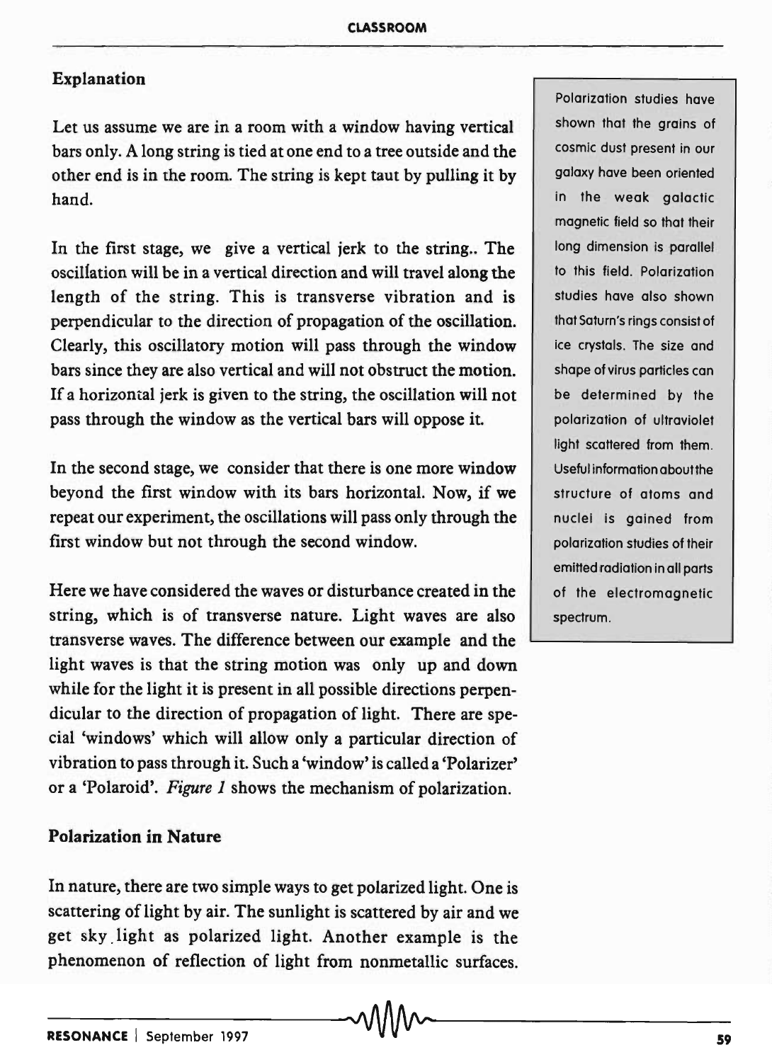## Explanation

Let us assume we are in a room with a window having vertical bars only. A long string is tied at one end to a tree outside and the other end is in the room. The string is kept taut by pulling it by hand.

In the first stage, we give a vertical jerk to the string.. The oscillation will be in a vertical direction and will travel along the length of the string. This is transverse vibration and is perpendicular to the direction of propagation of the oscillation. Clearly, this oscillatory motion will pass through the window bars since they are also vertical and will not obstruct the motion. If a horizontal jerk is given to the string, the oscillation will not pass through the window as the vertical bars will oppose it.

In the second stage, we consider that there is one more window beyond the first window with its bars horizontal. Now, if we repeat our experiment, the oscillations will pass only through the first window but not through the second window.

Here we have considered the waves or disturbance created in the string, which is of transverse nature. Light waves are also transverse waves. The difference between our example and the light waves is that the string motion was only up and down while for the light it is present in all possible directions perpendicular to the direction of propagation of light. There are special 'windows' which will allow only a particular direction of vibration to pass through it. Such a 'window' is called a 'Polarizer' or a 'Polaroid'. *Figure 1* shows the mechanism of polarization.

> Polarization studies have shown that the grains of cosmic dust present in our galaxy have been oriented in the weak galactic magnetic field so that their long dimension is parallel to this field. Polarization studies have also shown that Saturn's rings consist of ice crystals. The size and shape of virus particles can be determined by the polarization of ultraviolet light scattered from them. Useful information about the structure of atoms and nuclei is gained from polarization studies of their emitted radiation in all parts of the electromagnetic spectrum.

## Polarization in Nature

In nature, there are two simple ways to get polarized light. One is scattering of light by air. The sunlight is scattered by air and we get sky light as polarized light. Another example is the phenomenon of reflection of light from nonmetallic surfaces.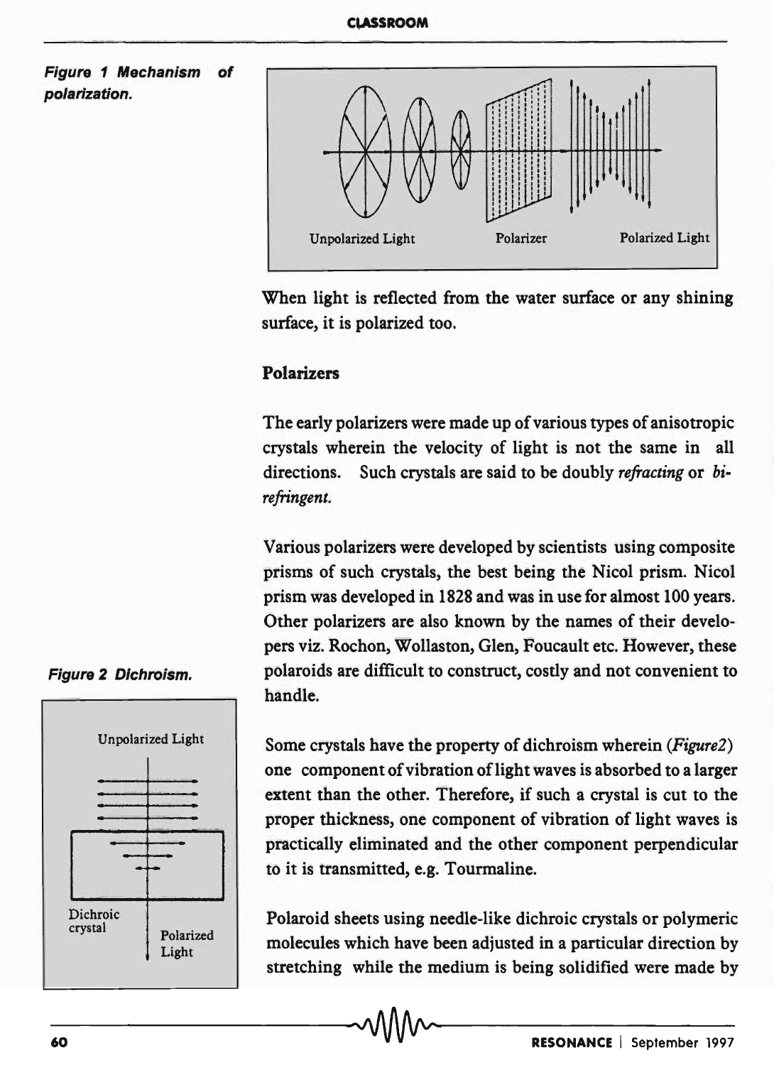*Figure 1 Mechanism of polarization.*

When light is reflected from the water surface or any shining surface, it is polarized too.

### Polarizers

The early polarizers were made up of various types of anisotropic crystals wherein the velocity of light is not the same in all directions. Such crystals are said to be doubly *refracting* or *bi-refringent.*

Various polarizers were developed by scientists using composite prisms of such crystals, the best being the Nicol prism. Nicol prism was developed in 1828 and was in use for almost 100 years. Other polarizers are also known by the names of their developers viz. Rochon, Wollaston, Glen, Foucault etc. However, these polaroids are difficult to construct, costly and not convenient to handle.

*Figure 2 Dichroism.*

Some crystals have the property of dichroism wherein (*Figure2*) one component of vibration of light waves is absorbed to a larger extent than the other. Therefore, if such a crystal is cut to the proper thickness, one component of vibration of light waves is practically eliminated and the other component perpendicular to it is transmitted, e.g. Tourmaline.

Polaroid sheets using needle-like dichroic crystals or polymeric molecules which have been adjusted in a particular direction by stretching while the medium is being solidified were made by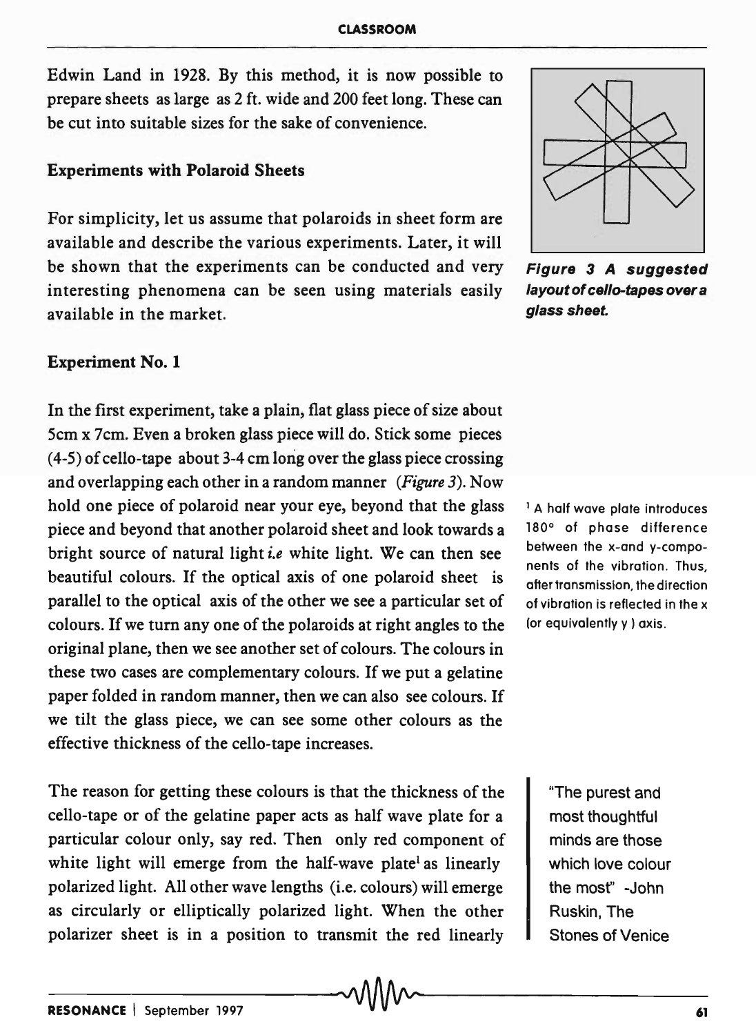Edwin Land in 1928. By this method, it is now possible to prepare sheets as large as 2 ft. wide and 200 feet long. These can be cut into suitable sizes for the sake of convenience.

## Experiments with Polaroid Sheets

For simplicity, let us assume that polaroids in sheet form are available and describe the various experiments. Later, it will be shown that the experiments can be conducted and very interesting phenomena can be seen using materials easily available in the market.

***Figure 3 A suggested layout of cello-tapes over a glass sheet.***

### Experiment No. 1

In the first experiment, take a plain, flat glass piece of size about 5cm x 7cm. Even a broken glass piece will do. Stick some pieces (4-5) of cello-tape about 3-4 cm long over the glass piece crossing and overlapping each other in a random manner (*Figure 3*). Now hold one piece of polaroid near your eye, beyond that the glass piece and beyond that another polaroid sheet and look towards a bright source of natural light *i.e* white light. We can then see beautiful colours. If the optical axis of one polaroid sheet is parallel to the optical axis of the other we see a particular set of colours. If we turn any one of the polaroids at right angles to the original plane, then we see another set of colours. The colours in these two cases are complementary colours. If we put a gelatine paper folded in random manner, then we can also see colours. If we tilt the glass piece, we can see some other colours as the effective thickness of the cello-tape increases.

The reason for getting these colours is that the thickness of the cello-tape or of the gelatine paper acts as half wave plate for a particular colour only, say red. Then only red component of white light will emerge from the half-wave plate[1] as linearly polarized light. All other wave lengths (i.e. colours) will emerge as circularly or elliptically polarized light. When the other polarizer sheet is in a position to transmit the red linearly

[1] A half wave plate introduces 180° of phase difference between the x-and y-components of the vibration. Thus, after transmission, the direction of vibration is reflected in the x (or equivalently y ) axis.

> "The purest and most thoughtful minds are those which love colour the most" -John Ruskin, The Stones of Venice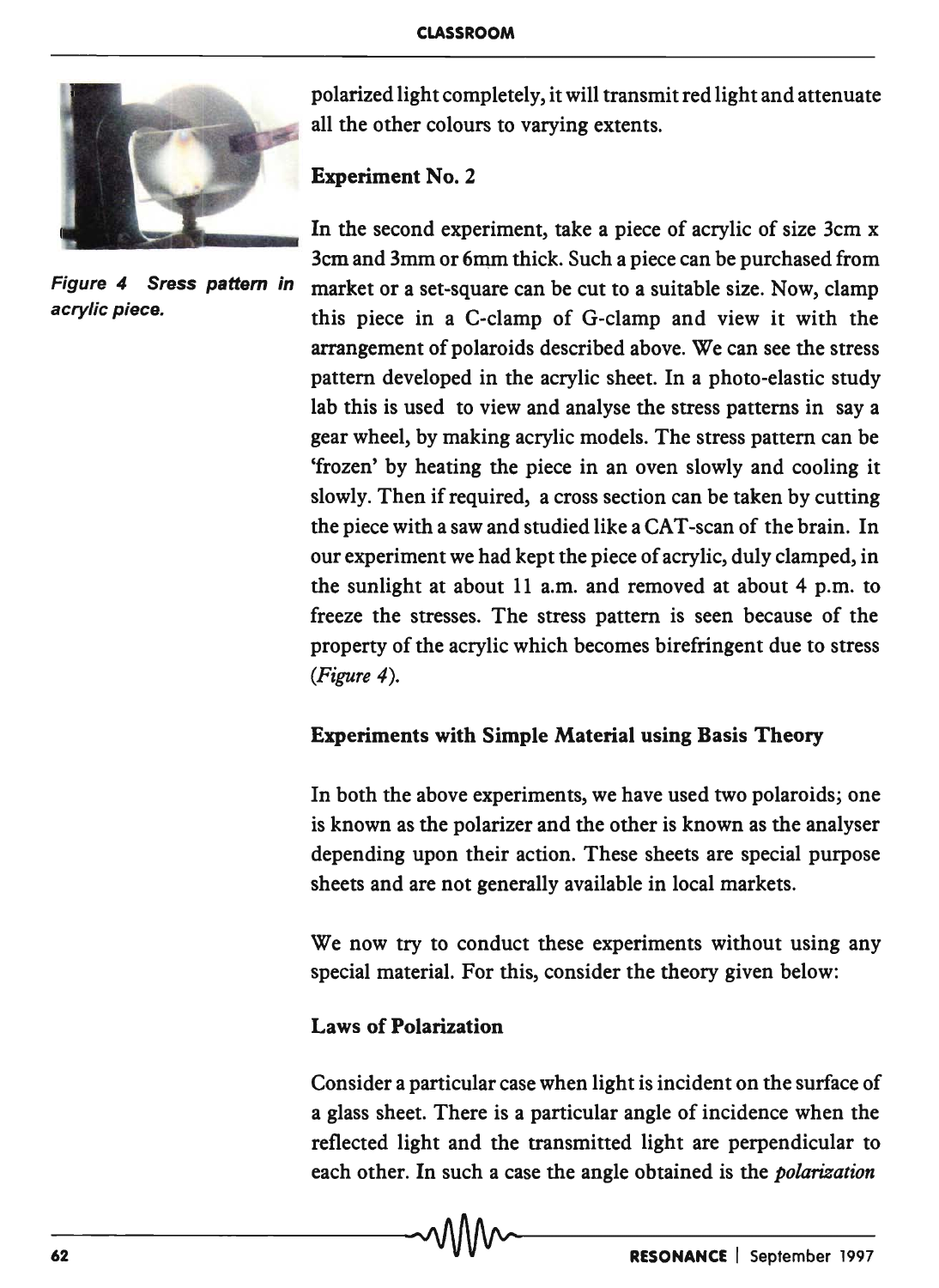polarized light completely, it will transmit red light and attenuate all the other colours to varying extents.

**Experiment No. 2**

In the second experiment, take a piece of acrylic of size 3cm x 3cm and 3mm or 6mm thick. Such a piece can be purchased from market or a set-square can be cut to a suitable size. Now, clamp this piece in a C-clamp of G-clamp and view it with the arrangement of polaroids described above. We can see the stress pattern developed in the acrylic sheet. In a photo-elastic study lab this is used to view and analyse the stress patterns in say a gear wheel, by making acrylic models. The stress pattern can be 'frozen' by heating the piece in an oven slowly and cooling it slowly. Then if required, a cross section can be taken by cutting the piece with a saw and studied like a CAT-scan of the brain. In our experiment we had kept the piece of acrylic, duly clamped, in the sunlight at about 11 a.m. and removed at about 4 p.m. to freeze the stresses. The stress pattern is seen because of the property of the acrylic which becomes birefringent due to stress (*Figure 4*).

***Figure 4 Sress pattern in acrylic piece.***

**Experiments with Simple Material using Basis Theory**

In both the above experiments, we have used two polaroids; one is known as the polarizer and the other is known as the analyser depending upon their action. These sheets are special purpose sheets and are not generally available in local markets.

We now try to conduct these experiments without using any special material. For this, consider the theory given below:

**Laws of Polarization**

Consider a particular case when light is incident on the surface of a glass sheet. There is a particular angle of incidence when the reflected light and the transmitted light are perpendicular to each other. In such a case the angle obtained is the *polarization*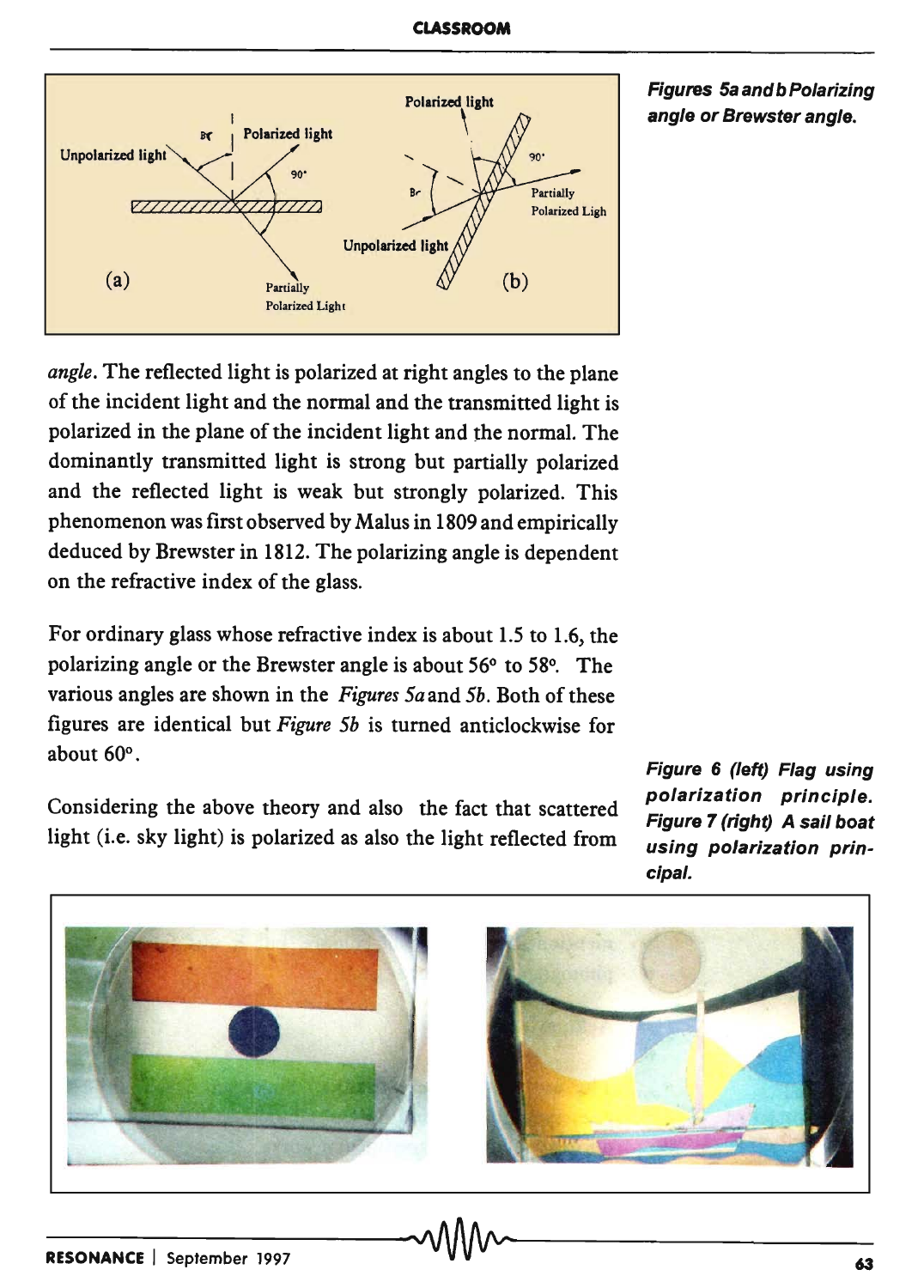Figures 5a and b Polarizing angle or Brewster angle.

*angle*. The reflected light is polarized at right angles to the plane of the incident light and the normal and the transmitted light is polarized in the plane of the incident light and the normal. The dominantly transmitted light is strong but partially polarized and the reflected light is weak but strongly polarized. This phenomenon was first observed by Malus in 1809 and empirically deduced by Brewster in 1812. The polarizing angle is dependent on the refractive index of the glass.

For ordinary glass whose refractive index is about 1.5 to 1.6, the polarizing angle or the Brewster angle is about 56° to 58°. The various angles are shown in the *Figures 5a* and *5b*. Both of these figures are identical but *Figure 5b* is turned anticlockwise for about 60°.

Considering the above theory and also the fact that scattered light (i.e. sky light) is polarized as also the light reflected from

Figure 6 (left) Flag using polarization principle. Figure 7 (right) A sail boat using polarization principal.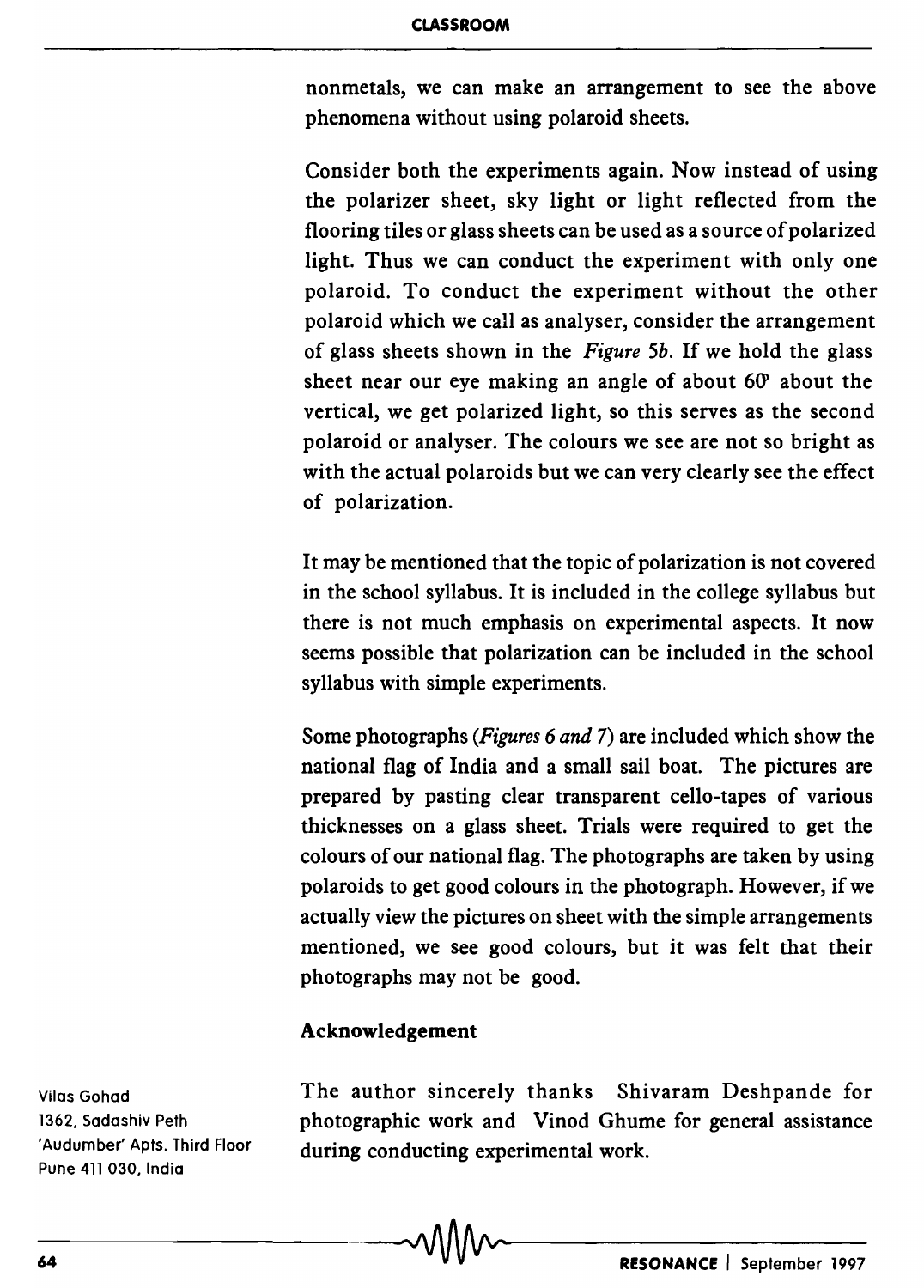nonmetals, we can make an arrangement to see the above phenomena without using polaroid sheets.

Consider both the experiments again. Now instead of using the polarizer sheet, sky light or light reflected from the flooring tiles or glass sheets can be used as a source of polarized light. Thus we can conduct the experiment with only one polaroid. To conduct the experiment without the other polaroid which we call as analyser, consider the arrangement of glass sheets shown in the *Figure 5b*. If we hold the glass sheet near our eye making an angle of about 60° about the vertical, we get polarized light, so this serves as the second polaroid or analyser. The colours we see are not so bright as with the actual polaroids but we can very clearly see the effect of polarization.

It may be mentioned that the topic of polarization is not covered in the school syllabus. It is included in the college syllabus but there is not much emphasis on experimental aspects. It now seems possible that polarization can be included in the school syllabus with simple experiments.

Some photographs (*Figures 6 and 7*) are included which show the national flag of India and a small sail boat. The pictures are prepared by pasting clear transparent cello-tapes of various thicknesses on a glass sheet. Trials were required to get the colours of our national flag. The photographs are taken by using polaroids to get good colours in the photograph. However, if we actually view the pictures on sheet with the simple arrangements mentioned, we see good colours, but it was felt that their photographs may not be good.

### Acknowledgement

The author sincerely thanks Shivaram Deshpande for photographic work and Vinod Ghume for general assistance during conducting experimental work.

Vilas Gohad
1362, Sadashiv Peth
'Audumber' Apts. Third Floor
Pune 411 030, India